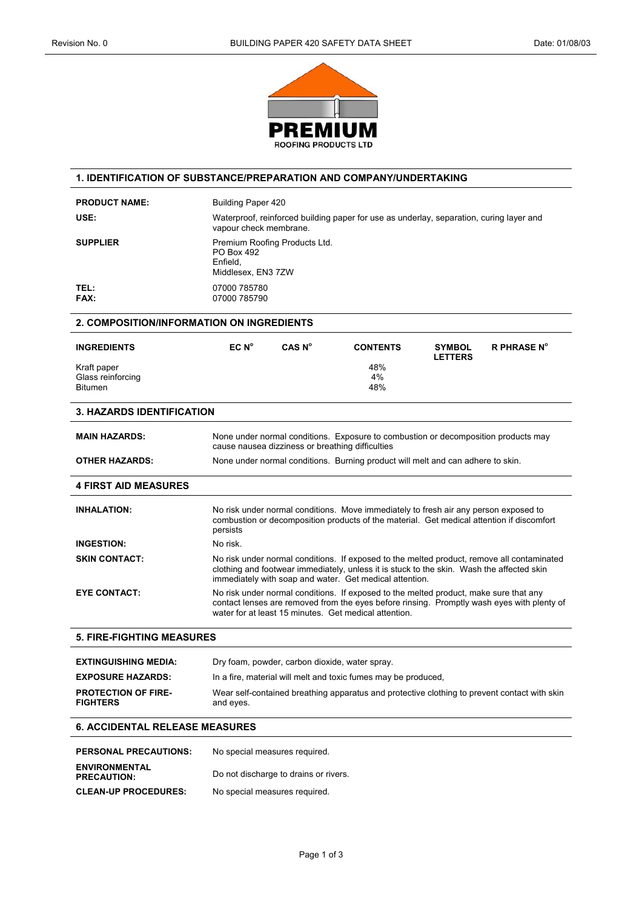PREMIUM
ROOFING PRODUCTS LTD

## 1. IDENTIFICATION OF SUBSTANCE/PREPARATION AND COMPANY/UNDERTAKING

**PRODUCT NAME:** Building Paper 420

**USE:** Waterproof, reinforced building paper for use as underlay, separation, curing layer and vapour check membrane.

**SUPPLIER** Premium Roofing Products Ltd.
PO Box 492
Enfield,
Middlesex, EN3 7ZW

**TEL:** 07000 785780
**FAX:** 07000 785790

## 2. COMPOSITION/INFORMATION ON INGREDIENTS

| INGREDIENTS | EC N° | CAS N° | CONTENTS | SYMBOL LETTERS | R PHRASE N° |
|---|---|---|---|---|---|
| Kraft paper | | | 48% | | |
| Glass reinforcing | | | 4% | | |
| Bitumen | | | 48% | | |

## 3. HAZARDS IDENTIFICATION

**MAIN HAZARDS:** None under normal conditions. Exposure to combustion or decomposition products may cause nausea dizziness or breathing difficulties

**OTHER HAZARDS:** None under normal conditions. Burning product will melt and can adhere to skin.

## 4 FIRST AID MEASURES

**INHALATION:** No risk under normal conditions. Move immediately to fresh air any person exposed to combustion or decomposition products of the material. Get medical attention if discomfort persists

**INGESTION:** No risk.

**SKIN CONTACT:** No risk under normal conditions. If exposed to the melted product, remove all contaminated clothing and footwear immediately, unless it is stuck to the skin. Wash the affected skin immediately with soap and water. Get medical attention.

**EYE CONTACT:** No risk under normal conditions. If exposed to the melted product, make sure that any contact lenses are removed from the eyes before rinsing. Promptly wash eyes with plenty of water for at least 15 minutes. Get medical attention.

## 5. FIRE-FIGHTING MEASURES

**EXTINGUISHING MEDIA:** Dry foam, powder, carbon dioxide, water spray.

**EXPOSURE HAZARDS:** In a fire, material will melt and toxic fumes may be produced,

**PROTECTION OF FIRE-FIGHTERS** Wear self-contained breathing apparatus and protective clothing to prevent contact with skin and eyes.

## 6. ACCIDENTAL RELEASE MEASURES

**PERSONAL PRECAUTIONS:** No special measures required.

**ENVIRONMENTAL PRECAUTION:** Do not discharge to drains or rivers.

**CLEAN-UP PROCEDURES:** No special measures required.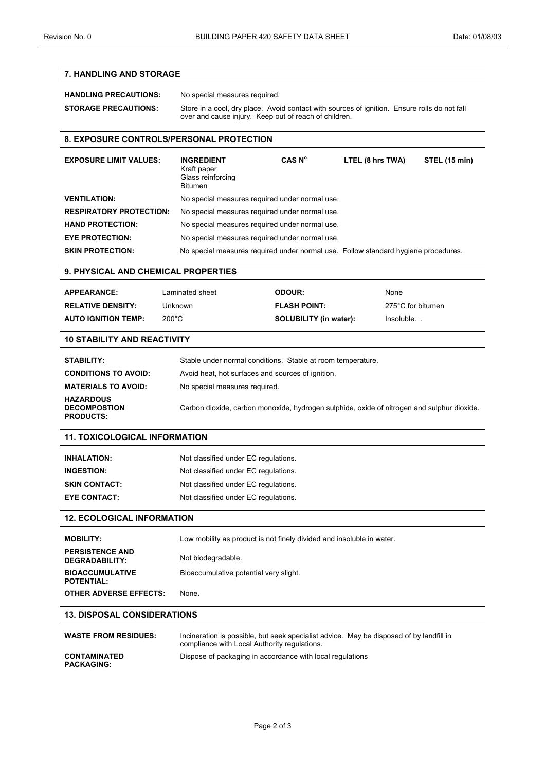## 7. HANDLING AND STORAGE

**HANDLING PRECAUTIONS:** No special measures required.

**STORAGE PRECAUTIONS:** Store in a cool, dry place. Avoid contact with sources of ignition. Ensure rolls do not fall over and cause injury. Keep out of reach of children.

## 8. EXPOSURE CONTROLS/PERSONAL PROTECTION

**EXPOSURE LIMIT VALUES:**

| INGREDIENT | CAS N° | LTEL (8 hrs TWA) | STEL (15 min) |
|---|---|---|---|
| Kraft paper | | | |
| Glass reinforcing | | | |
| Bitumen | | | |

**VENTILATION:** No special measures required under normal use.

**RESPIRATORY PROTECTION:** No special measures required under normal use.

**HAND PROTECTION:** No special measures required under normal use.

**EYE PROTECTION:** No special measures required under normal use.

**SKIN PROTECTION:** No special measures required under normal use. Follow standard hygiene procedures.

## 9. PHYSICAL AND CHEMICAL PROPERTIES

| | | | |
|---|---|---|---|
| **APPEARANCE:** | Laminated sheet | **ODOUR:** | None |
| **RELATIVE DENSITY:** | Unknown | **FLASH POINT:** | 275°C for bitumen |
| **AUTO IGNITION TEMP:** | 200°C | **SOLUBILITY (in water):** | Insoluble. . |

## 10 STABILITY AND REACTIVITY

**STABILITY:** Stable under normal conditions. Stable at room temperature.

**CONDITIONS TO AVOID:** Avoid heat, hot surfaces and sources of ignition,

**MATERIALS TO AVOID:** No special measures required.

**HAZARDOUS DECOMPOSTION PRODUCTS:** Carbon dioxide, carbon monoxide, hydrogen sulphide, oxide of nitrogen and sulphur dioxide.

## 11. TOXICOLOGICAL INFORMATION

**INHALATION:** Not classified under EC regulations.

**INGESTION:** Not classified under EC regulations.

**SKIN CONTACT:** Not classified under EC regulations.

**EYE CONTACT:** Not classified under EC regulations.

## 12. ECOLOGICAL INFORMATION

**MOBILITY:** Low mobility as product is not finely divided and insoluble in water.

**PERSISTENCE AND DEGRADABILITY:** Not biodegradable.

**BIOACCUMULATIVE POTENTIAL:** Bioaccumulative potential very slight.

**OTHER ADVERSE EFFECTS:** None.

## 13. DISPOSAL CONSIDERATIONS

**WASTE FROM RESIDUES:** Incineration is possible, but seek specialist advice. May be disposed of by landfill in compliance with Local Authority regulations.

**CONTAMINATED PACKAGING:** Dispose of packaging in accordance with local regulations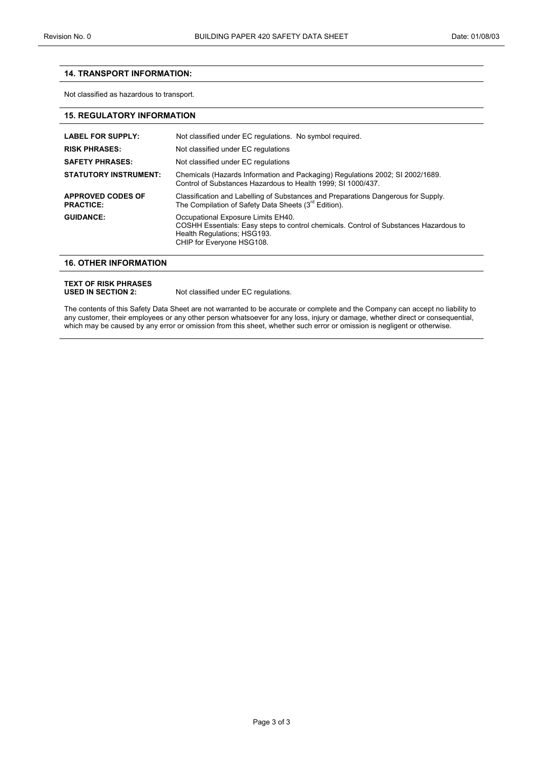## 14. TRANSPORT INFORMATION:

Not classified as hazardous to transport.

## 15. REGULATORY INFORMATION

| | |
|---|---|
| **LABEL FOR SUPPLY:** | Not classified under EC regulations. No symbol required. |
| **RISK PHRASES:** | Not classified under EC regulations |
| **SAFETY PHRASES:** | Not classified under EC regulations |
| **STATUTORY INSTRUMENT:** | Chemicals (Hazards Information and Packaging) Regulations 2002; SI 2002/1689. Control of Substances Hazardous to Health 1999; SI 1000/437. |
| **APPROVED CODES OF PRACTICE:** | Classification and Labelling of Substances and Preparations Dangerous for Supply. The Compilation of Safety Data Sheets (3rd Edition). |
| **GUIDANCE:** | Occupational Exposure Limits EH40. COSHH Essentials: Easy steps to control chemicals. Control of Substances Hazardous to Health Regulations; HSG193. CHIP for Everyone HSG108. |

## 16. OTHER INFORMATION

**TEXT OF RISK PHRASES USED IN SECTION 2:** Not classified under EC regulations.

The contents of this Safety Data Sheet are not warranted to be accurate or complete and the Company can accept no liability to any customer, their employees or any other person whatsoever for any loss, injury or damage, whether direct or consequential, which may be caused by any error or omission from this sheet, whether such error or omission is negligent or otherwise.